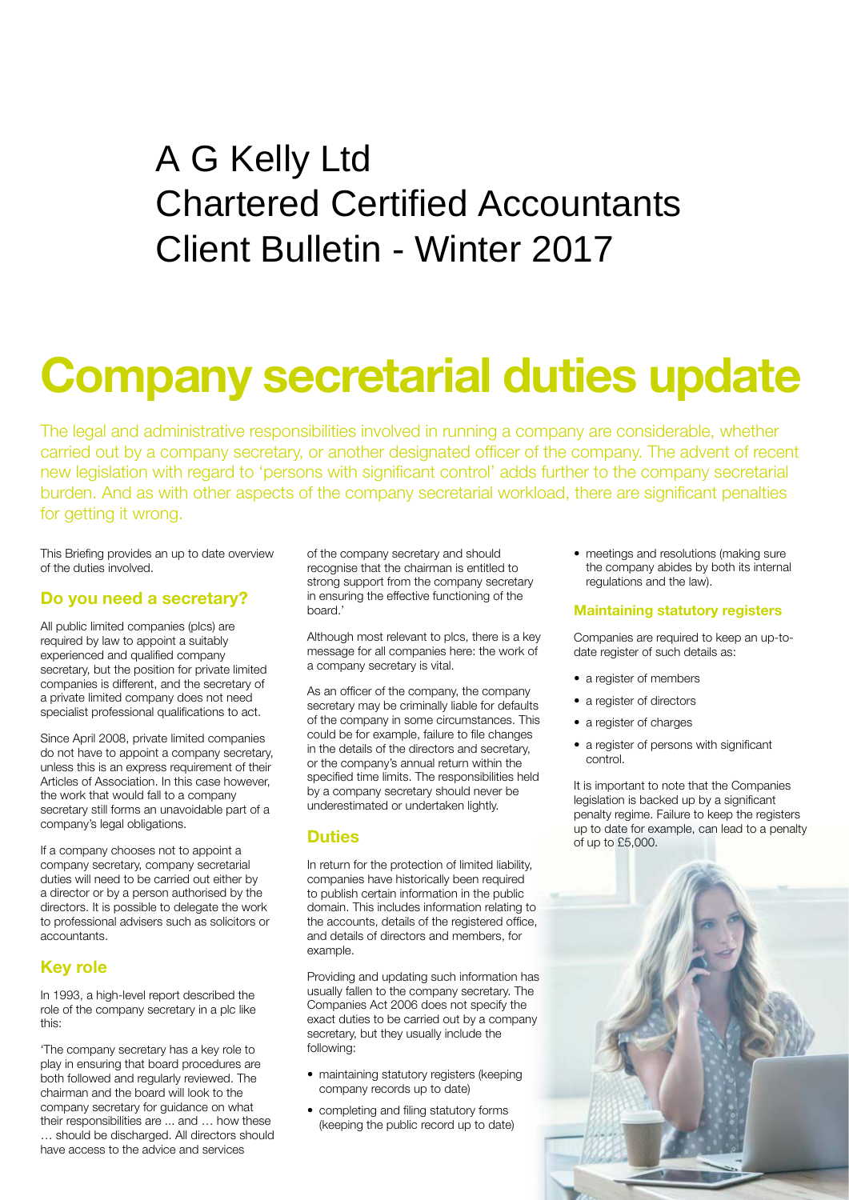# A G Kelly Ltd
# Chartered Certified Accountants
# Client Bulletin - Winter 2017

# Company secretarial duties update

The legal and administrative responsibilities involved in running a company are considerable, whether carried out by a company secretary, or another designated officer of the company. The advent of recent new legislation with regard to 'persons with significant control' adds further to the company secretarial burden. And as with other aspects of the company secretarial workload, there are significant penalties for getting it wrong.

This Briefing provides an up to date overview of the duties involved.

## Do you need a secretary?

All public limited companies (plcs) are required by law to appoint a suitably experienced and qualified company secretary, but the position for private limited companies is different, and the secretary of a private limited company does not need specialist professional qualifications to act.

Since April 2008, private limited companies do not have to appoint a company secretary, unless this is an express requirement of their Articles of Association. In this case however, the work that would fall to a company secretary still forms an unavoidable part of a company's legal obligations.

If a company chooses not to appoint a company secretary, company secretarial duties will need to be carried out either by a director or by a person authorised by the directors. It is possible to delegate the work to professional advisers such as solicitors or accountants.

## Key role

In 1993, a high-level report described the role of the company secretary in a plc like this:

'The company secretary has a key role to play in ensuring that board procedures are both followed and regularly reviewed. The chairman and the board will look to the company secretary for guidance on what their responsibilities are ... and … how these … should be discharged. All directors should have access to the advice and services of the company secretary and should recognise that the chairman is entitled to strong support from the company secretary in ensuring the effective functioning of the board.'

Although most relevant to plcs, there is a key message for all companies here: the work of a company secretary is vital.

As an officer of the company, the company secretary may be criminally liable for defaults of the company in some circumstances. This could be for example, failure to file changes in the details of the directors and secretary, or the company's annual return within the specified time limits. The responsibilities held by a company secretary should never be underestimated or undertaken lightly.

## Duties

In return for the protection of limited liability, companies have historically been required to publish certain information in the public domain. This includes information relating to the accounts, details of the registered office, and details of directors and members, for example.

Providing and updating such information has usually fallen to the company secretary. The Companies Act 2006 does not specify the exact duties to be carried out by a company secretary, but they usually include the following:

- maintaining statutory registers (keeping company records up to date)
- completing and filing statutory forms (keeping the public record up to date)
- meetings and resolutions (making sure the company abides by both its internal regulations and the law).

### Maintaining statutory registers

Companies are required to keep an up-to-date register of such details as:

- a register of members
- a register of directors
- a register of charges
- a register of persons with significant control.

It is important to note that the Companies legislation is backed up by a significant penalty regime. Failure to keep the registers up to date for example, can lead to a penalty of up to £5,000.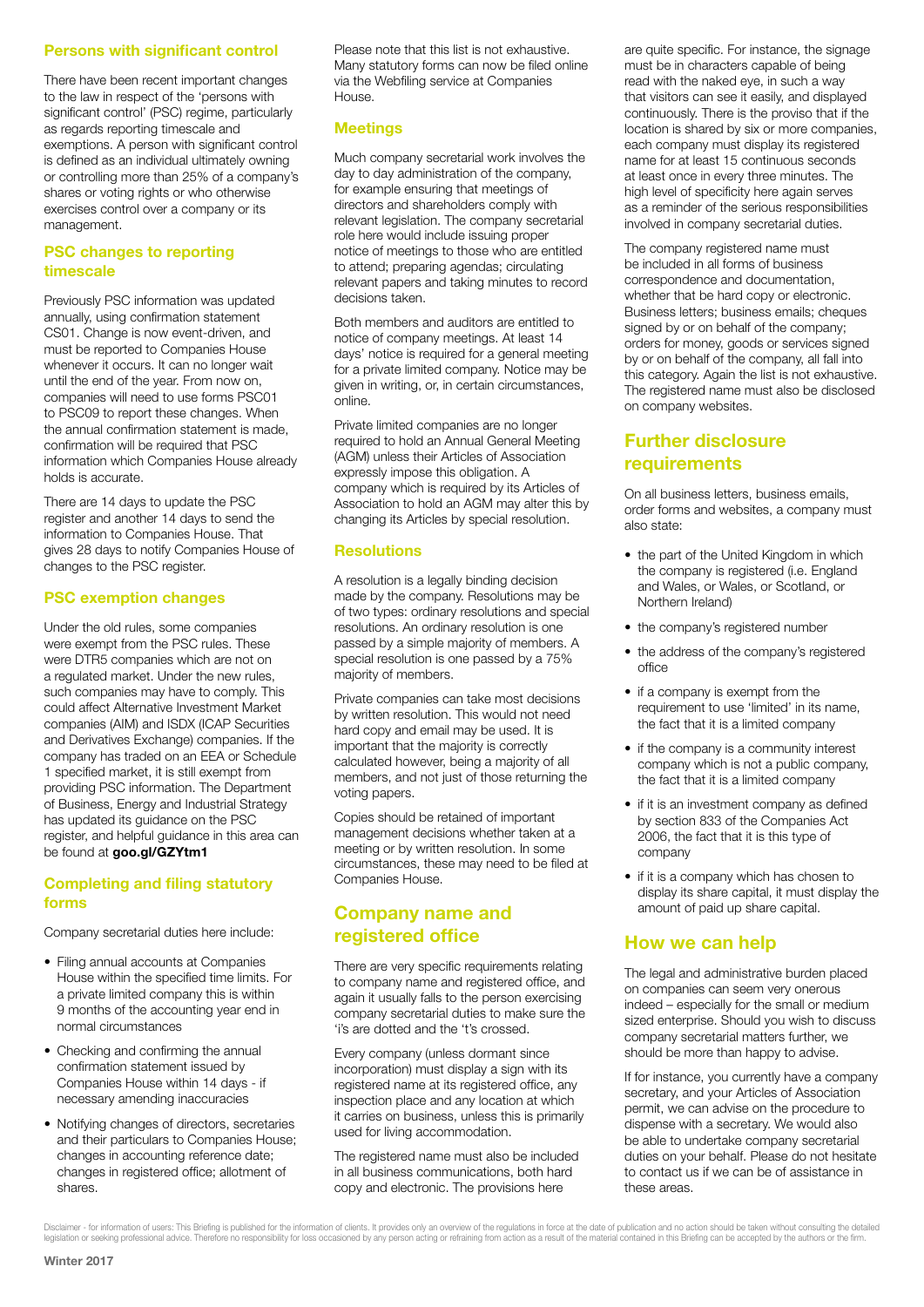### Persons with significant control

There have been recent important changes to the law in respect of the 'persons with significant control' (PSC) regime, particularly as regards reporting timescale and exemptions. A person with significant control is defined as an individual ultimately owning or controlling more than 25% of a company's shares or voting rights or who otherwise exercises control over a company or its management.

### PSC changes to reporting timescale

Previously PSC information was updated annually, using confirmation statement CS01. Change is now event-driven, and must be reported to Companies House whenever it occurs. It can no longer wait until the end of the year. From now on, companies will need to use forms PSC01 to PSC09 to report these changes. When the annual confirmation statement is made, confirmation will be required that PSC information which Companies House already holds is accurate.

There are 14 days to update the PSC register and another 14 days to send the information to Companies House. That gives 28 days to notify Companies House of changes to the PSC register.

### PSC exemption changes

Under the old rules, some companies were exempt from the PSC rules. These were DTR5 companies which are not on a regulated market. Under the new rules, such companies may have to comply. This could affect Alternative Investment Market companies (AIM) and ISDX (ICAP Securities and Derivatives Exchange) companies. If the company has traded on an EEA or Schedule 1 specified market, it is still exempt from providing PSC information. The Department of Business, Energy and Industrial Strategy has updated its guidance on the PSC register, and helpful guidance in this area can be found at **goo.gl/GZYtm1**

### Completing and filing statutory forms

Company secretarial duties here include:

- Filing annual accounts at Companies House within the specified time limits. For a private limited company this is within 9 months of the accounting year end in normal circumstances
- Checking and confirming the annual confirmation statement issued by Companies House within 14 days - if necessary amending inaccuracies
- Notifying changes of directors, secretaries and their particulars to Companies House; changes in accounting reference date; changes in registered office; allotment of shares.

Please note that this list is not exhaustive. Many statutory forms can now be filed online via the Webfiling service at Companies House.

### Meetings

Much company secretarial work involves the day to day administration of the company, for example ensuring that meetings of directors and shareholders comply with relevant legislation. The company secretarial role here would include issuing proper notice of meetings to those who are entitled to attend; preparing agendas; circulating relevant papers and taking minutes to record decisions taken.

Both members and auditors are entitled to notice of company meetings. At least 14 days' notice is required for a general meeting for a private limited company. Notice may be given in writing, or, in certain circumstances, online.

Private limited companies are no longer required to hold an Annual General Meeting (AGM) unless their Articles of Association expressly impose this obligation. A company which is required by its Articles of Association to hold an AGM may alter this by changing its Articles by special resolution.

### Resolutions

A resolution is a legally binding decision made by the company. Resolutions may be of two types: ordinary resolutions and special resolutions. An ordinary resolution is one passed by a simple majority of members. A special resolution is one passed by a 75% majority of members.

Private companies can take most decisions by written resolution. This would not need hard copy and email may be used. It is important that the majority is correctly calculated however, being a majority of all members, and not just of those returning the voting papers.

Copies should be retained of important management decisions whether taken at a meeting or by written resolution. In some circumstances, these may need to be filed at Companies House.

## Company name and registered office

There are very specific requirements relating to company name and registered office, and again it usually falls to the person exercising company secretarial duties to make sure the 'i's are dotted and the 't's crossed.

Every company (unless dormant since incorporation) must display a sign with its registered name at its registered office, any inspection place and any location at which it carries on business, unless this is primarily used for living accommodation.

The registered name must also be included in all business communications, both hard copy and electronic. The provisions here are quite specific. For instance, the signage must be in characters capable of being read with the naked eye, in such a way that visitors can see it easily, and displayed continuously. There is the proviso that if the location is shared by six or more companies, each company must display its registered name for at least 15 continuous seconds at least once in every three minutes. The high level of specificity here again serves as a reminder of the serious responsibilities involved in company secretarial duties.

The company registered name must be included in all forms of business correspondence and documentation, whether that be hard copy or electronic. Business letters; business emails; cheques signed by or on behalf of the company; orders for money, goods or services signed by or on behalf of the company, all fall into this category. Again the list is not exhaustive. The registered name must also be disclosed on company websites.

## Further disclosure requirements

On all business letters, business emails, order forms and websites, a company must also state:

- the part of the United Kingdom in which the company is registered (i.e. England and Wales, or Wales, or Scotland, or Northern Ireland)
- the company's registered number
- the address of the company's registered office
- if a company is exempt from the requirement to use 'limited' in its name, the fact that it is a limited company
- if the company is a community interest company which is not a public company, the fact that it is a limited company
- if it is an investment company as defined by section 833 of the Companies Act 2006, the fact that it is this type of company
- if it is a company which has chosen to display its share capital, it must display the amount of paid up share capital.

## How we can help

The legal and administrative burden placed on companies can seem very onerous indeed – especially for the small or medium sized enterprise. Should you wish to discuss company secretarial matters further, we should be more than happy to advise.

If for instance, you currently have a company secretary, and your Articles of Association permit, we can advise on the procedure to dispense with a secretary. We would also be able to undertake company secretarial duties on your behalf. Please do not hesitate to contact us if we can be of assistance in these areas.

Disclaimer - for information of users: This Briefing is published for the information of clients. It provides only an overview of the regulations in force at the date of publication and no action should be taken without consulting the detailed legislation or seeking professional advice. Therefore no responsibility for loss occasioned by any person acting or refraining from action as a result of the material contained in this Briefing can be accepted by the authors or the firm.

**Winter 2017**